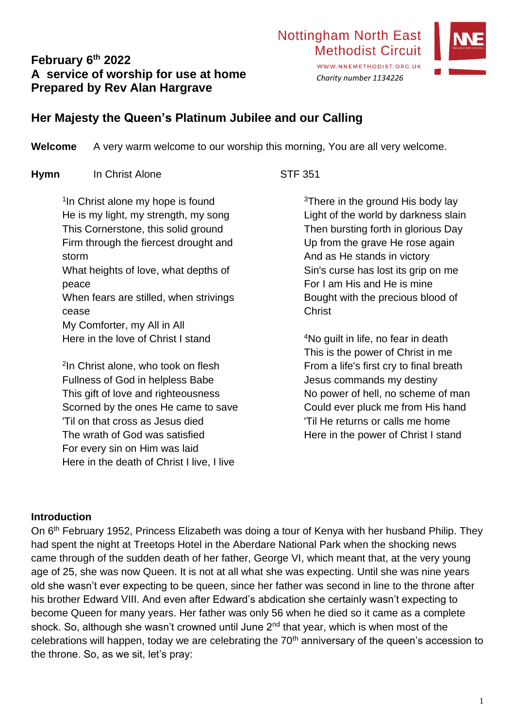**February 6th 2022**
**A service of worship for use at home**
**Prepared by Rev Alan Hargrave**

Nottingham North East Methodist Circuit
WWW.NNEMETHODIST.ORG.UK
*Charity number 1134226*

## Her Majesty the Queen's Platinum Jubilee and our Calling

**Welcome** A very warm welcome to our worship this morning, You are all very welcome.

**Hymn** In Christ Alone STF 351

[1]In Christ alone my hope is found
He is my light, my strength, my song
This Cornerstone, this solid ground
Firm through the fiercest drought and storm
What heights of love, what depths of peace
When fears are stilled, when strivings cease
My Comforter, my All in All
Here in the love of Christ I stand

[2]In Christ alone, who took on flesh
Fullness of God in helpless Babe
This gift of love and righteousness
Scorned by the ones He came to save
'Til on that cross as Jesus died
The wrath of God was satisfied
For every sin on Him was laid
Here in the death of Christ I live, I live

[3]There in the ground His body lay
Light of the world by darkness slain
Then bursting forth in glorious Day
Up from the grave He rose again
And as He stands in victory
Sin's curse has lost its grip on me
For I am His and He is mine
Bought with the precious blood of Christ

[4]No guilt in life, no fear in death
This is the power of Christ in me
From a life's first cry to final breath
Jesus commands my destiny
No power of hell, no scheme of man
Could ever pluck me from His hand
'Til He returns or calls me home
Here in the power of Christ I stand

**Introduction**
On 6th February 1952, Princess Elizabeth was doing a tour of Kenya with her husband Philip. They had spent the night at Treetops Hotel in the Aberdare National Park when the shocking news came through of the sudden death of her father, George VI, which meant that, at the very young age of 25, she was now Queen. It is not at all what she was expecting. Until she was nine years old she wasn't ever expecting to be queen, since her father was second in line to the throne after his brother Edward VIII. And even after Edward's abdication she certainly wasn't expecting to become Queen for many years. Her father was only 56 when he died so it came as a complete shock. So, although she wasn't crowned until June 2nd that year, which is when most of the celebrations will happen, today we are celebrating the 70th anniversary of the queen's accession to the throne. So, as we sit, let's pray: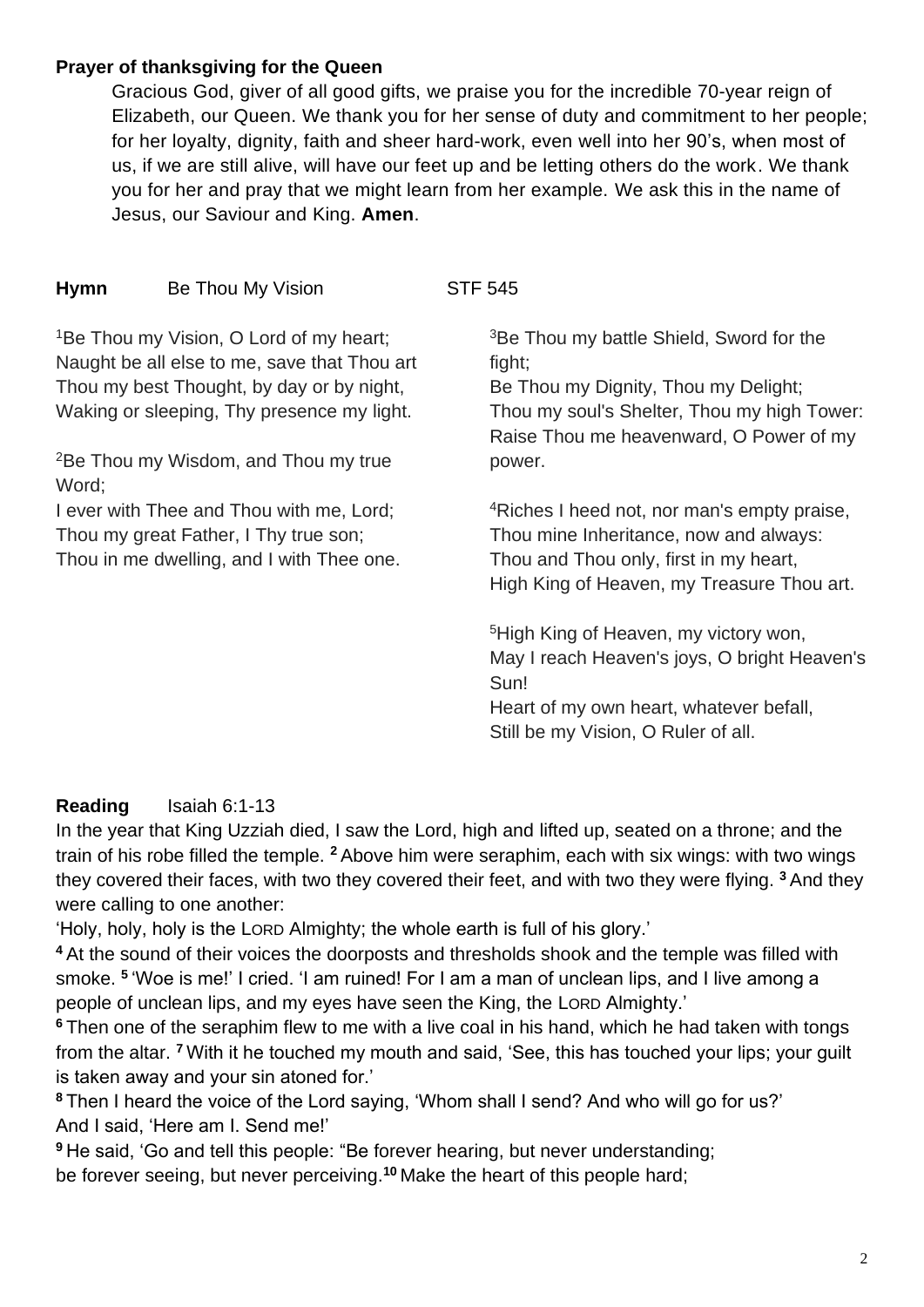**Prayer of thanksgiving for the Queen**

Gracious God, giver of all good gifts, we praise you for the incredible 70-year reign of Elizabeth, our Queen. We thank you for her sense of duty and commitment to her people; for her loyalty, dignity, faith and sheer hard-work, even well into her 90's, when most of us, if we are still alive, will have our feet up and be letting others do the work. We thank you for her and pray that we might learn from her example. We ask this in the name of Jesus, our Saviour and King. **Amen**.

**Hymn** Be Thou My Vision STF 545

1 Be Thou my Vision, O Lord of my heart;
Naught be all else to me, save that Thou art
Thou my best Thought, by day or by night,
Waking or sleeping, Thy presence my light.

2 Be Thou my Wisdom, and Thou my true Word;
I ever with Thee and Thou with me, Lord;
Thou my great Father, I Thy true son;
Thou in me dwelling, and I with Thee one.

3 Be Thou my battle Shield, Sword for the fight;
Be Thou my Dignity, Thou my Delight;
Thou my soul's Shelter, Thou my high Tower:
Raise Thou me heavenward, O Power of my power.

4 Riches I heed not, nor man's empty praise,
Thou mine Inheritance, now and always:
Thou and Thou only, first in my heart,
High King of Heaven, my Treasure Thou art.

5 High King of Heaven, my victory won,
May I reach Heaven's joys, O bright Heaven's Sun!
Heart of my own heart, whatever befall,
Still be my Vision, O Ruler of all.

**Reading** Isaiah 6:1-13

In the year that King Uzziah died, I saw the Lord, high and lifted up, seated on a throne; and the train of his robe filled the temple. **2** Above him were seraphim, each with six wings: with two wings they covered their faces, with two they covered their feet, and with two they were flying. **3** And they were calling to one another:

'Holy, holy, holy is the LORD Almighty; the whole earth is full of his glory.'

**4** At the sound of their voices the doorposts and thresholds shook and the temple was filled with smoke. **5** 'Woe is me!' I cried. 'I am ruined! For I am a man of unclean lips, and I live among a people of unclean lips, and my eyes have seen the King, the LORD Almighty.'

**6** Then one of the seraphim flew to me with a live coal in his hand, which he had taken with tongs from the altar. **7** With it he touched my mouth and said, 'See, this has touched your lips; your guilt is taken away and your sin atoned for.'

**8** Then I heard the voice of the Lord saying, 'Whom shall I send? And who will go for us?'
And I said, 'Here am I. Send me!'

**9** He said, 'Go and tell this people: "Be forever hearing, but never understanding;
be forever seeing, but never perceiving. **10** Make the heart of this people hard;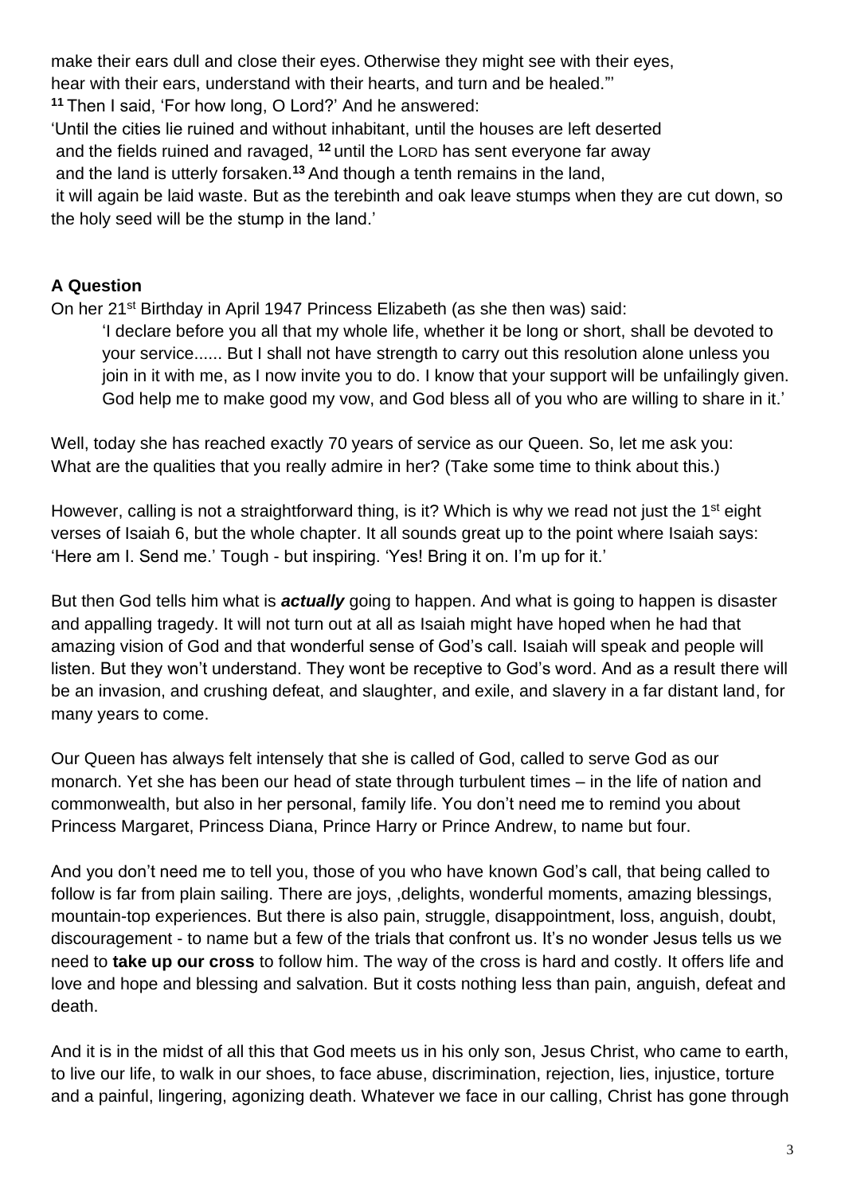make their ears dull and close their eyes. Otherwise they might see with their eyes, hear with their ears, understand with their hearts, and turn and be healed."'

[11] Then I said, 'For how long, O Lord?' And he answered:

'Until the cities lie ruined and without inhabitant, until the houses are left deserted and the fields ruined and ravaged, [12] until the LORD has sent everyone far away and the land is utterly forsaken.[13] And though a tenth remains in the land, it will again be laid waste. But as the terebinth and oak leave stumps when they are cut down, so the holy seed will be the stump in the land.'

**A Question**

On her 21st Birthday in April 1947 Princess Elizabeth (as she then was) said:

> 'I declare before you all that my whole life, whether it be long or short, shall be devoted to your service...... But I shall not have strength to carry out this resolution alone unless you join in it with me, as I now invite you to do. I know that your support will be unfailingly given. God help me to make good my vow, and God bless all of you who are willing to share in it.'

Well, today she has reached exactly 70 years of service as our Queen. So, let me ask you: What are the qualities that you really admire in her? (Take some time to think about this.)

However, calling is not a straightforward thing, is it? Which is why we read not just the 1st eight verses of Isaiah 6, but the whole chapter. It all sounds great up to the point where Isaiah says: 'Here am I. Send me.' Tough - but inspiring. 'Yes! Bring it on. I'm up for it.'

But then God tells him what is ***actually*** going to happen. And what is going to happen is disaster and appalling tragedy. It will not turn out at all as Isaiah might have hoped when he had that amazing vision of God and that wonderful sense of God's call. Isaiah will speak and people will listen. But they won't understand. They wont be receptive to God's word. And as a result there will be an invasion, and crushing defeat, and slaughter, and exile, and slavery in a far distant land, for many years to come.

Our Queen has always felt intensely that she is called of God, called to serve God as our monarch. Yet she has been our head of state through turbulent times – in the life of nation and commonwealth, but also in her personal, family life. You don't need me to remind you about Princess Margaret, Princess Diana, Prince Harry or Prince Andrew, to name but four.

And you don't need me to tell you, those of you who have known God's call, that being called to follow is far from plain sailing. There are joys, ,delights, wonderful moments, amazing blessings, mountain-top experiences. But there is also pain, struggle, disappointment, loss, anguish, doubt, discouragement - to name but a few of the trials that confront us. It's no wonder Jesus tells us we need to **take up our cross** to follow him. The way of the cross is hard and costly. It offers life and love and hope and blessing and salvation. But it costs nothing less than pain, anguish, defeat and death.

And it is in the midst of all this that God meets us in his only son, Jesus Christ, who came to earth, to live our life, to walk in our shoes, to face abuse, discrimination, rejection, lies, injustice, torture and a painful, lingering, agonizing death. Whatever we face in our calling, Christ has gone through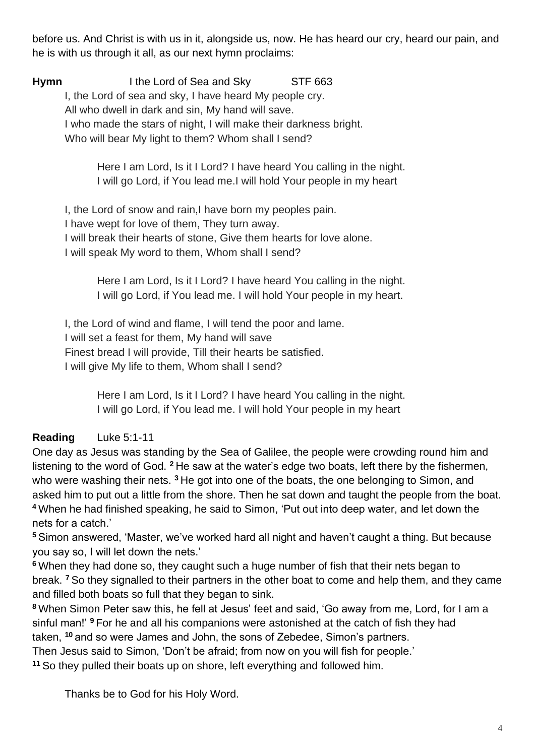before us. And Christ is with us in it, alongside us, now. He has heard our cry, heard our pain, and he is with us through it all, as our next hymn proclaims:

**Hymn** I the Lord of Sea and Sky STF 663

I, the Lord of sea and sky, I have heard My people cry.
All who dwell in dark and sin, My hand will save.
I who made the stars of night, I will make their darkness bright.
Who will bear My light to them? Whom shall I send?

> Here I am Lord, Is it I Lord? I have heard You calling in the night.
> I will go Lord, if You lead me.I will hold Your people in my heart

I, the Lord of snow and rain,I have born my peoples pain.
I have wept for love of them, They turn away.
I will break their hearts of stone, Give them hearts for love alone.
I will speak My word to them, Whom shall I send?

> Here I am Lord, Is it I Lord? I have heard You calling in the night.
> I will go Lord, if You lead me. I will hold Your people in my heart.

I, the Lord of wind and flame, I will tend the poor and lame.
I will set a feast for them, My hand will save
Finest bread I will provide, Till their hearts be satisfied.
I will give My life to them, Whom shall I send?

> Here I am Lord, Is it I Lord? I have heard You calling in the night.
> I will go Lord, if You lead me. I will hold Your people in my heart

**Reading** Luke 5:1-11

One day as Jesus was standing by the Sea of Galilee, the people were crowding round him and listening to the word of God. **2** He saw at the water's edge two boats, left there by the fishermen, who were washing their nets. **3** He got into one of the boats, the one belonging to Simon, and asked him to put out a little from the shore. Then he sat down and taught the people from the boat. **4** When he had finished speaking, he said to Simon, 'Put out into deep water, and let down the nets for a catch.'

**5** Simon answered, 'Master, we've worked hard all night and haven't caught a thing. But because you say so, I will let down the nets.'

**6** When they had done so, they caught such a huge number of fish that their nets began to break. **7** So they signalled to their partners in the other boat to come and help them, and they came and filled both boats so full that they began to sink.

**8** When Simon Peter saw this, he fell at Jesus' feet and said, 'Go away from me, Lord, for I am a sinful man!' **9** For he and all his companions were astonished at the catch of fish they had taken, **10** and so were James and John, the sons of Zebedee, Simon's partners.
Then Jesus said to Simon, 'Don't be afraid; from now on you will fish for people.'
**11** So they pulled their boats up on shore, left everything and followed him.

Thanks be to God for his Holy Word.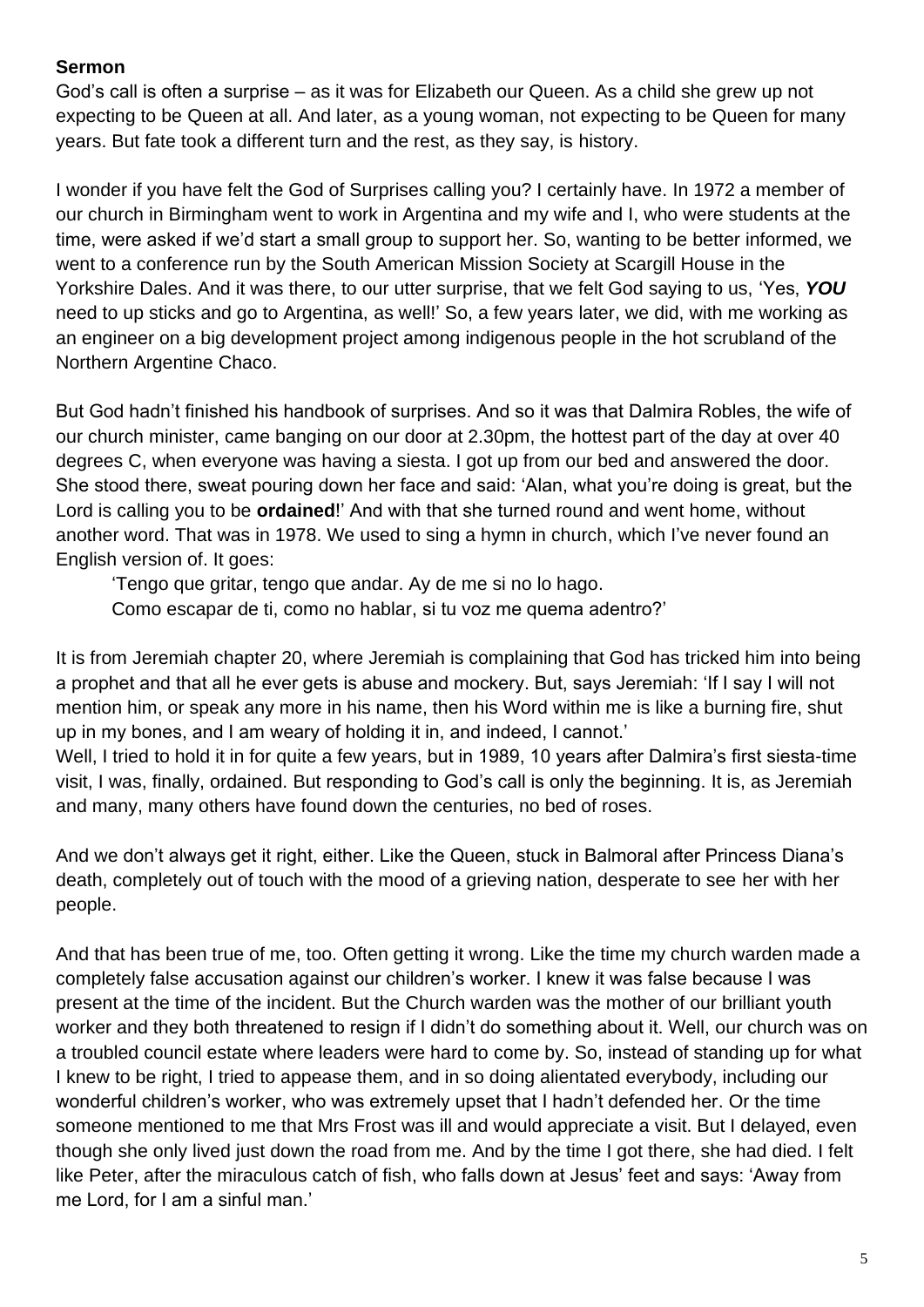**Sermon**

God's call is often a surprise – as it was for Elizabeth our Queen. As a child she grew up not expecting to be Queen at all. And later, as a young woman, not expecting to be Queen for many years. But fate took a different turn and the rest, as they say, is history.

I wonder if you have felt the God of Surprises calling you? I certainly have. In 1972 a member of our church in Birmingham went to work in Argentina and my wife and I, who were students at the time, were asked if we'd start a small group to support her. So, wanting to be better informed, we went to a conference run by the South American Mission Society at Scargill House in the Yorkshire Dales. And it was there, to our utter surprise, that we felt God saying to us, 'Yes, ***YOU*** need to up sticks and go to Argentina, as well!' So, a few years later, we did, with me working as an engineer on a big development project among indigenous people in the hot scrubland of the Northern Argentine Chaco.

But God hadn't finished his handbook of surprises. And so it was that Dalmira Robles, the wife of our church minister, came banging on our door at 2.30pm, the hottest part of the day at over 40 degrees C, when everyone was having a siesta. I got up from our bed and answered the door. She stood there, sweat pouring down her face and said: 'Alan, what you're doing is great, but the Lord is calling you to be **ordained**!' And with that she turned round and went home, without another word. That was in 1978. We used to sing a hymn in church, which I've never found an English version of. It goes:

> 'Tengo que gritar, tengo que andar. Ay de me si no lo hago.
> Como escapar de ti, como no hablar, si tu voz me quema adentro?'

It is from Jeremiah chapter 20, where Jeremiah is complaining that God has tricked him into being a prophet and that all he ever gets is abuse and mockery. But, says Jeremiah: 'If I say I will not mention him, or speak any more in his name, then his Word within me is like a burning fire, shut up in my bones, and I am weary of holding it in, and indeed, I cannot.'
Well, I tried to hold it in for quite a few years, but in 1989, 10 years after Dalmira's first siesta-time visit, I was, finally, ordained. But responding to God's call is only the beginning. It is, as Jeremiah and many, many others have found down the centuries, no bed of roses.

And we don't always get it right, either. Like the Queen, stuck in Balmoral after Princess Diana's death, completely out of touch with the mood of a grieving nation, desperate to see her with her people.

And that has been true of me, too. Often getting it wrong. Like the time my church warden made a completely false accusation against our children's worker. I knew it was false because I was present at the time of the incident. But the Church warden was the mother of our brilliant youth worker and they both threatened to resign if I didn't do something about it. Well, our church was on a troubled council estate where leaders were hard to come by. So, instead of standing up for what I knew to be right, I tried to appease them, and in so doing alientated everybody, including our wonderful children's worker, who was extremely upset that I hadn't defended her. Or the time someone mentioned to me that Mrs Frost was ill and would appreciate a visit. But I delayed, even though she only lived just down the road from me. And by the time I got there, she had died. I felt like Peter, after the miraculous catch of fish, who falls down at Jesus' feet and says: 'Away from me Lord, for I am a sinful man.'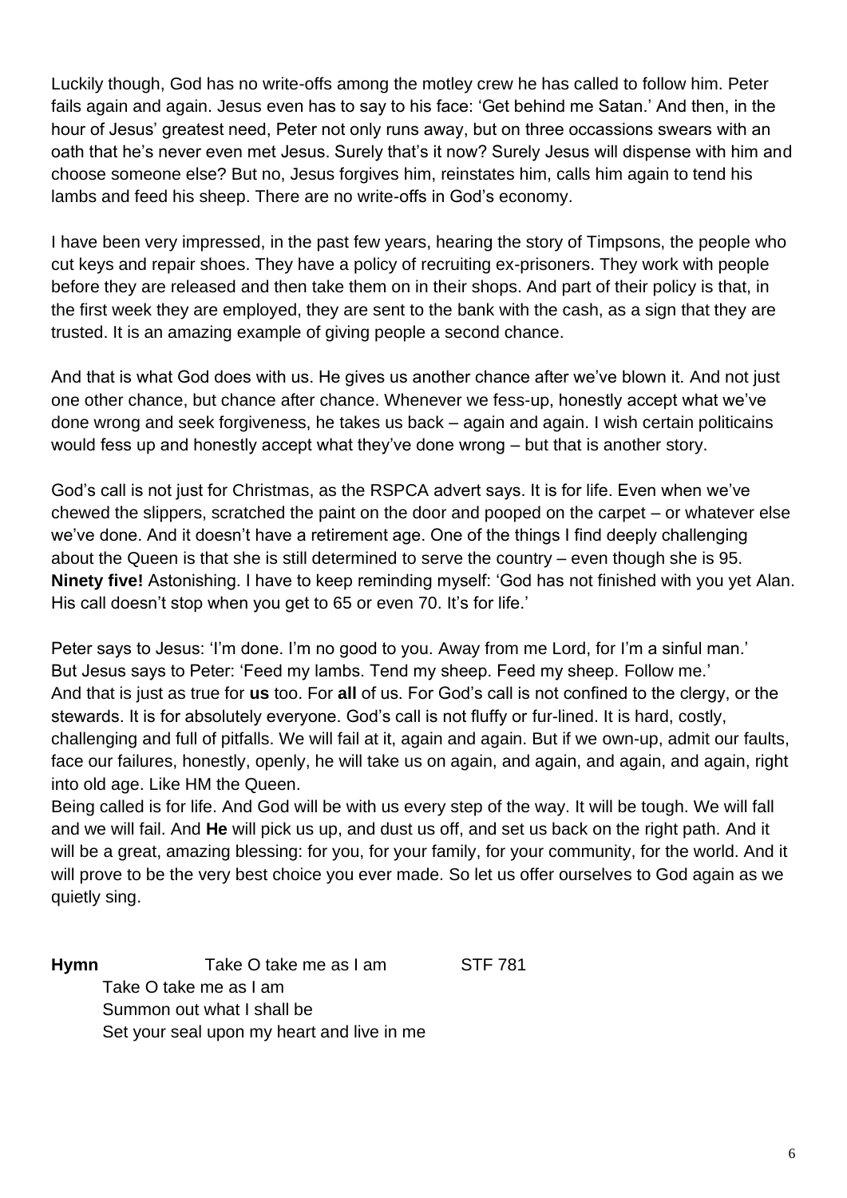Luckily though, God has no write-offs among the motley crew he has called to follow him. Peter fails again and again. Jesus even has to say to his face: 'Get behind me Satan.' And then, in the hour of Jesus' greatest need, Peter not only runs away, but on three occassions swears with an oath that he's never even met Jesus. Surely that's it now? Surely Jesus will dispense with him and choose someone else? But no, Jesus forgives him, reinstates him, calls him again to tend his lambs and feed his sheep. There are no write-offs in God's economy.

I have been very impressed, in the past few years, hearing the story of Timpsons, the people who cut keys and repair shoes. They have a policy of recruiting ex-prisoners. They work with people before they are released and then take them on in their shops. And part of their policy is that, in the first week they are employed, they are sent to the bank with the cash, as a sign that they are trusted. It is an amazing example of giving people a second chance.

And that is what God does with us. He gives us another chance after we've blown it. And not just one other chance, but chance after chance. Whenever we fess-up, honestly accept what we've done wrong and seek forgiveness, he takes us back – again and again. I wish certain politicains would fess up and honestly accept what they've done wrong – but that is another story.

God's call is not just for Christmas, as the RSPCA advert says. It is for life. Even when we've chewed the slippers, scratched the paint on the door and pooped on the carpet – or whatever else we've done. And it doesn't have a retirement age. One of the things I find deeply challenging about the Queen is that she is still determined to serve the country – even though she is 95. **Ninety five!** Astonishing. I have to keep reminding myself: 'God has not finished with you yet Alan. His call doesn't stop when you get to 65 or even 70. It's for life.'

Peter says to Jesus: 'I'm done. I'm no good to you. Away from me Lord, for I'm a sinful man.'
But Jesus says to Peter: 'Feed my lambs. Tend my sheep. Feed my sheep. Follow me.'
And that is just as true for **us** too. For **all** of us. For God's call is not confined to the clergy, or the stewards. It is for absolutely everyone. God's call is not fluffy or fur-lined. It is hard, costly, challenging and full of pitfalls. We will fail at it, again and again. But if we own-up, admit our faults, face our failures, honestly, openly, he will take us on again, and again, and again, and again, right into old age. Like HM the Queen.
Being called is for life. And God will be with us every step of the way. It will be tough. We will fall and we will fail. And **He** will pick us up, and dust us off, and set us back on the right path. And it will be a great, amazing blessing: for you, for your family, for your community, for the world. And it will prove to be the very best choice you ever made. So let us offer ourselves to God again as we quietly sing.

**Hymn** Take O take me as I am STF 781

Take O take me as I am
Summon out what I shall be
Set your seal upon my heart and live in me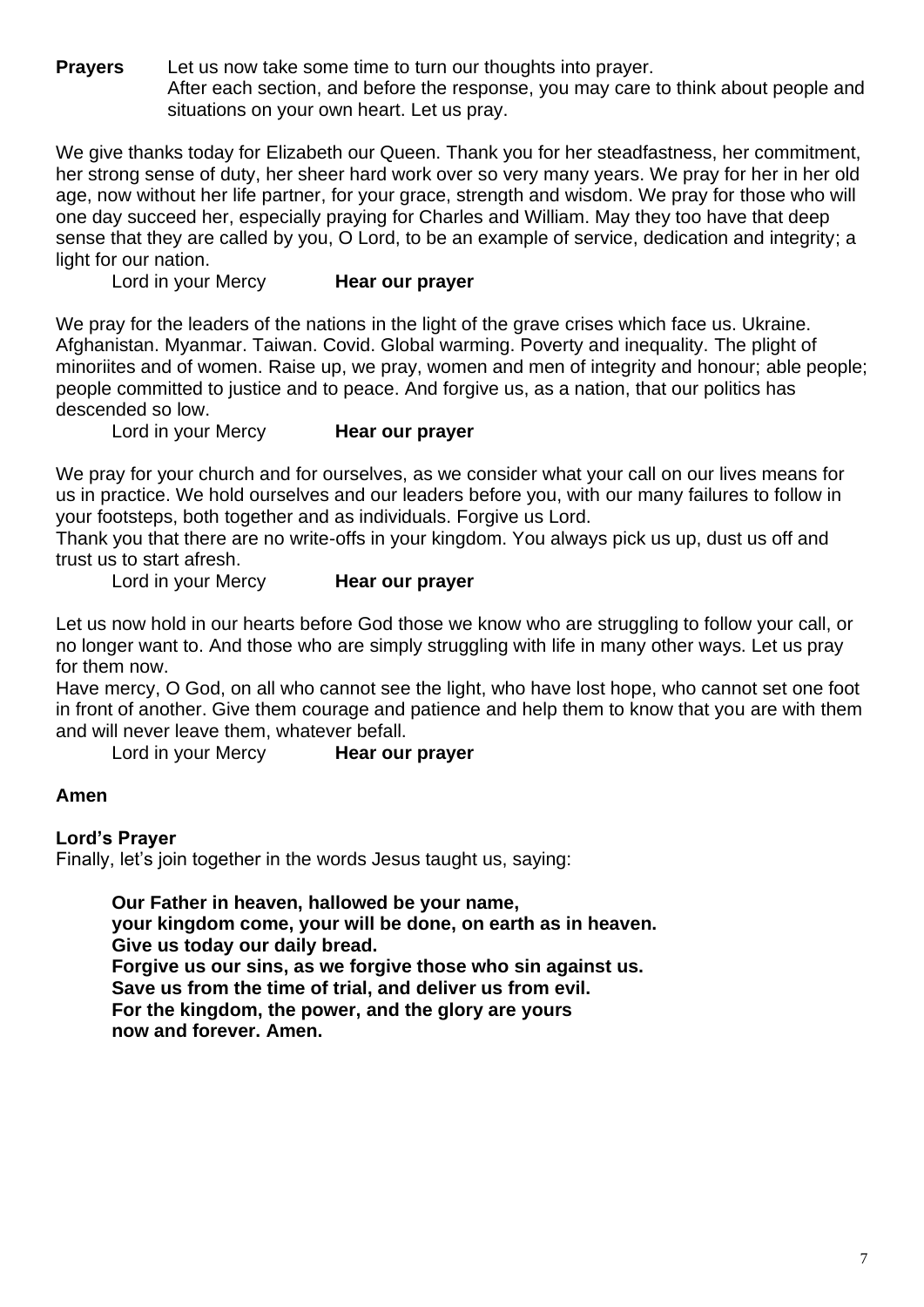**Prayers** Let us now take some time to turn our thoughts into prayer.
After each section, and before the response, you may care to think about people and situations on your own heart. Let us pray.

We give thanks today for Elizabeth our Queen. Thank you for her steadfastness, her commitment, her strong sense of duty, her sheer hard work over so very many years. We pray for her in her old age, now without her life partner, for your grace, strength and wisdom. We pray for those who will one day succeed her, especially praying for Charles and William. May they too have that deep sense that they are called by you, O Lord, to be an example of service, dedication and integrity; a light for our nation.

Lord in your Mercy **Hear our prayer**

We pray for the leaders of the nations in the light of the grave crises which face us. Ukraine. Afghanistan. Myanmar. Taiwan. Covid. Global warming. Poverty and inequality. The plight of minoriites and of women. Raise up, we pray, women and men of integrity and honour; able people; people committed to justice and to peace. And forgive us, as a nation, that our politics has descended so low.

Lord in your Mercy **Hear our prayer**

We pray for your church and for ourselves, as we consider what your call on our lives means for us in practice. We hold ourselves and our leaders before you, with our many failures to follow in your footsteps, both together and as individuals. Forgive us Lord.
Thank you that there are no write-offs in your kingdom. You always pick us up, dust us off and trust us to start afresh.

Lord in your Mercy **Hear our prayer**

Let us now hold in our hearts before God those we know who are struggling to follow your call, or no longer want to. And those who are simply struggling with life in many other ways. Let us pray for them now.
Have mercy, O God, on all who cannot see the light, who have lost hope, who cannot set one foot in front of another. Give them courage and patience and help them to know that you are with them and will never leave them, whatever befall.

Lord in your Mercy **Hear our prayer**

**Amen**

**Lord's Prayer**

Finally, let's join together in the words Jesus taught us, saying:

**Our Father in heaven, hallowed be your name,**
**your kingdom come, your will be done, on earth as in heaven.**
**Give us today our daily bread.**
**Forgive us our sins, as we forgive those who sin against us.**
**Save us from the time of trial, and deliver us from evil.**
**For the kingdom, the power, and the glory are yours**
**now and forever. Amen.**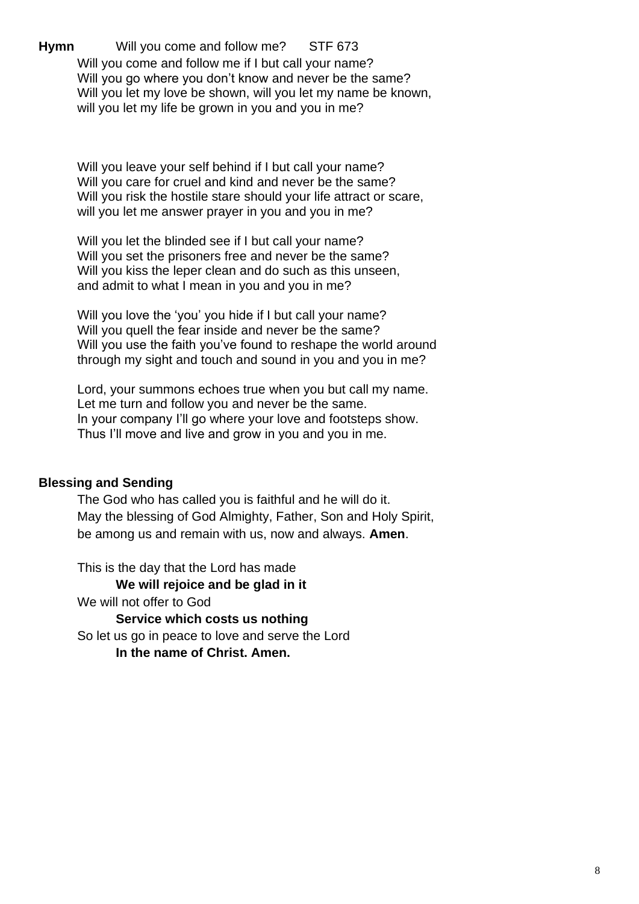**Hymn** Will you come and follow me? STF 673

Will you come and follow me if I but call your name?
Will you go where you don't know and never be the same?
Will you let my love be shown, will you let my name be known,
will you let my life be grown in you and you in me?

Will you leave your self behind if I but call your name?
Will you care for cruel and kind and never be the same?
Will you risk the hostile stare should your life attract or scare,
will you let me answer prayer in you and you in me?

Will you let the blinded see if I but call your name?
Will you set the prisoners free and never be the same?
Will you kiss the leper clean and do such as this unseen,
and admit to what I mean in you and you in me?

Will you love the 'you' you hide if I but call your name?
Will you quell the fear inside and never be the same?
Will you use the faith you've found to reshape the world around
through my sight and touch and sound in you and you in me?

Lord, your summons echoes true when you but call my name.
Let me turn and follow you and never be the same.
In your company I'll go where your love and footsteps show.
Thus I'll move and live and grow in you and you in me.

**Blessing and Sending**

The God who has called you is faithful and he will do it.
May the blessing of God Almighty, Father, Son and Holy Spirit,
be among us and remain with us, now and always. **Amen**.

This is the day that the Lord has made
**We will rejoice and be glad in it**
We will not offer to God
**Service which costs us nothing**
So let us go in peace to love and serve the Lord
**In the name of Christ. Amen.**